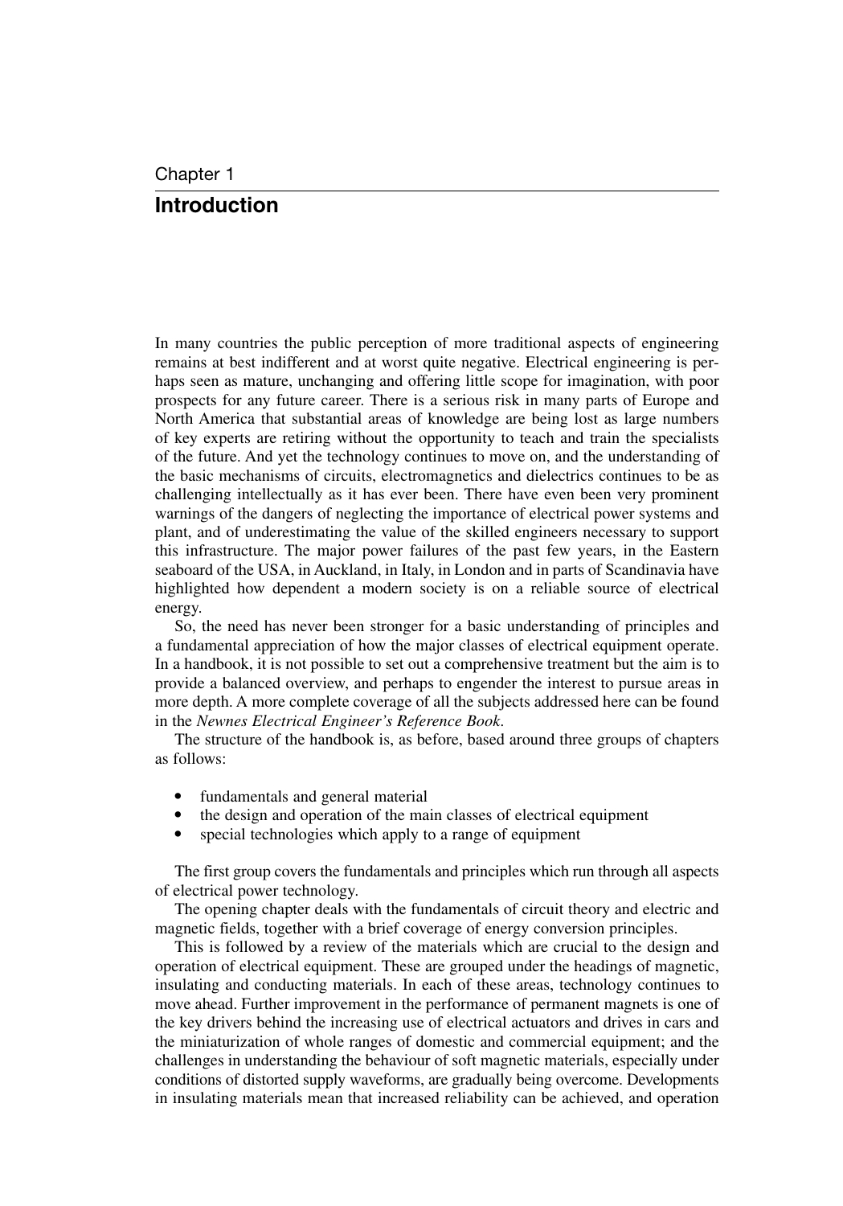Chapter 1

# Introduction

In many countries the public perception of more traditional aspects of engineering remains at best indifferent and at worst quite negative. Electrical engineering is perhaps seen as mature, unchanging and offering little scope for imagination, with poor prospects for any future career. There is a serious risk in many parts of Europe and North America that substantial areas of knowledge are being lost as large numbers of key experts are retiring without the opportunity to teach and train the specialists of the future. And yet the technology continues to move on, and the understanding of the basic mechanisms of circuits, electromagnetics and dielectrics continues to be as challenging intellectually as it has ever been. There have even been very prominent warnings of the dangers of neglecting the importance of electrical power systems and plant, and of underestimating the value of the skilled engineers necessary to support this infrastructure. The major power failures of the past few years, in the Eastern seaboard of the USA, in Auckland, in Italy, in London and in parts of Scandinavia have highlighted how dependent a modern society is on a reliable source of electrical energy.

So, the need has never been stronger for a basic understanding of principles and a fundamental appreciation of how the major classes of electrical equipment operate. In a handbook, it is not possible to set out a comprehensive treatment but the aim is to provide a balanced overview, and perhaps to engender the interest to pursue areas in more depth. A more complete coverage of all the subjects addressed here can be found in the *Newnes Electrical Engineer's Reference Book*.

The structure of the handbook is, as before, based around three groups of chapters as follows:

- fundamentals and general material
- the design and operation of the main classes of electrical equipment
- special technologies which apply to a range of equipment

The first group covers the fundamentals and principles which run through all aspects of electrical power technology.

The opening chapter deals with the fundamentals of circuit theory and electric and magnetic fields, together with a brief coverage of energy conversion principles.

This is followed by a review of the materials which are crucial to the design and operation of electrical equipment. These are grouped under the headings of magnetic, insulating and conducting materials. In each of these areas, technology continues to move ahead. Further improvement in the performance of permanent magnets is one of the key drivers behind the increasing use of electrical actuators and drives in cars and the miniaturization of whole ranges of domestic and commercial equipment; and the challenges in understanding the behaviour of soft magnetic materials, especially under conditions of distorted supply waveforms, are gradually being overcome. Developments in insulating materials mean that increased reliability can be achieved, and operation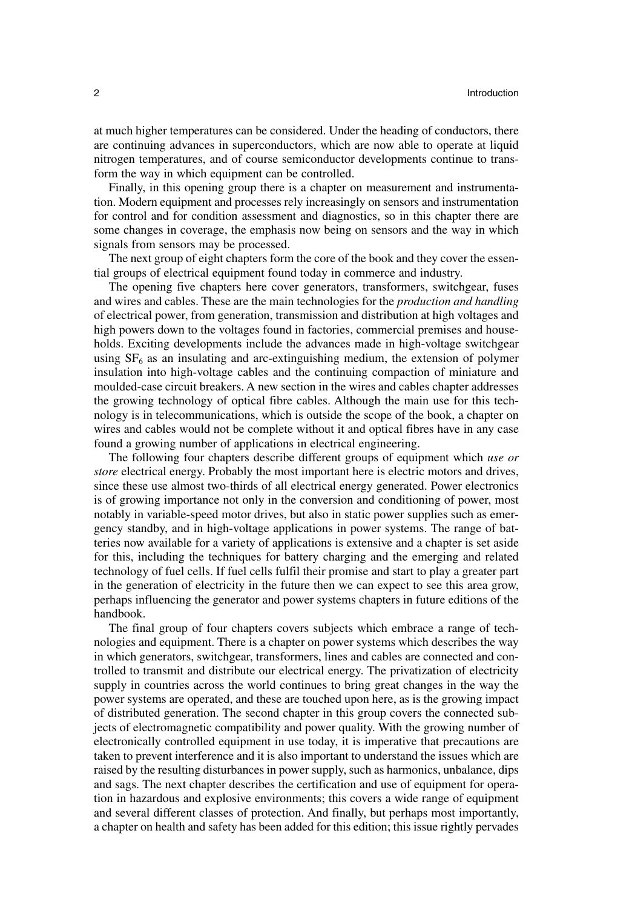at much higher temperatures can be considered. Under the heading of conductors, there are continuing advances in superconductors, which are now able to operate at liquid nitrogen temperatures, and of course semiconductor developments continue to transform the way in which equipment can be controlled.

Finally, in this opening group there is a chapter on measurement and instrumentation. Modern equipment and processes rely increasingly on sensors and instrumentation for control and for condition assessment and diagnostics, so in this chapter there are some changes in coverage, the emphasis now being on sensors and the way in which signals from sensors may be processed.

The next group of eight chapters form the core of the book and they cover the essential groups of electrical equipment found today in commerce and industry.

The opening five chapters here cover generators, transformers, switchgear, fuses and wires and cables. These are the main technologies for the *production and handling* of electrical power, from generation, transmission and distribution at high voltages and high powers down to the voltages found in factories, commercial premises and households. Exciting developments include the advances made in high-voltage switchgear using $SF_6$ as an insulating and arc-extinguishing medium, the extension of polymer insulation into high-voltage cables and the continuing compaction of miniature and moulded-case circuit breakers. A new section in the wires and cables chapter addresses the growing technology of optical fibre cables. Although the main use for this technology is in telecommunications, which is outside the scope of the book, a chapter on wires and cables would not be complete without it and optical fibres have in any case found a growing number of applications in electrical engineering.

The following four chapters describe different groups of equipment which *use or store* electrical energy. Probably the most important here is electric motors and drives, since these use almost two-thirds of all electrical energy generated. Power electronics is of growing importance not only in the conversion and conditioning of power, most notably in variable-speed motor drives, but also in static power supplies such as emergency standby, and in high-voltage applications in power systems. The range of batteries now available for a variety of applications is extensive and a chapter is set aside for this, including the techniques for battery charging and the emerging and related technology of fuel cells. If fuel cells fulfil their promise and start to play a greater part in the generation of electricity in the future then we can expect to see this area grow, perhaps influencing the generator and power systems chapters in future editions of the handbook.

The final group of four chapters covers subjects which embrace a range of technologies and equipment. There is a chapter on power systems which describes the way in which generators, switchgear, transformers, lines and cables are connected and controlled to transmit and distribute our electrical energy. The privatization of electricity supply in countries across the world continues to bring great changes in the way the power systems are operated, and these are touched upon here, as is the growing impact of distributed generation. The second chapter in this group covers the connected subjects of electromagnetic compatibility and power quality. With the growing number of electronically controlled equipment in use today, it is imperative that precautions are taken to prevent interference and it is also important to understand the issues which are raised by the resulting disturbances in power supply, such as harmonics, unbalance, dips and sags. The next chapter describes the certification and use of equipment for operation in hazardous and explosive environments; this covers a wide range of equipment and several different classes of protection. And finally, but perhaps most importantly, a chapter on health and safety has been added for this edition; this issue rightly pervades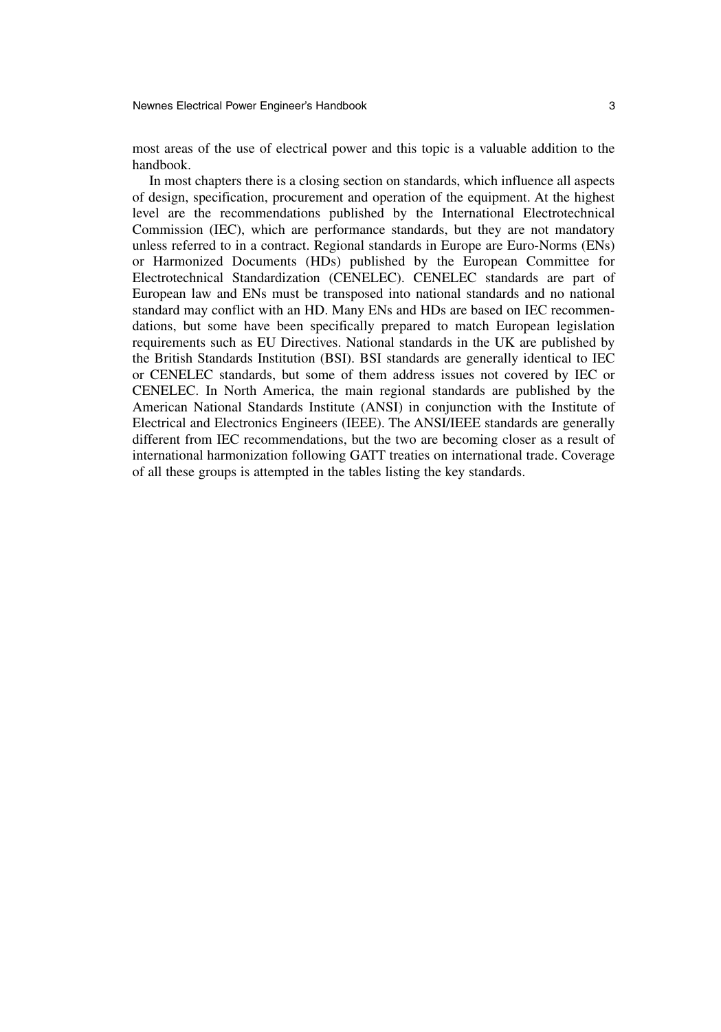most areas of the use of electrical power and this topic is a valuable addition to the handbook.

In most chapters there is a closing section on standards, which influence all aspects of design, specification, procurement and operation of the equipment. At the highest level are the recommendations published by the International Electrotechnical Commission (IEC), which are performance standards, but they are not mandatory unless referred to in a contract. Regional standards in Europe are Euro-Norms (ENs) or Harmonized Documents (HDs) published by the European Committee for Electrotechnical Standardization (CENELEC). CENELEC standards are part of European law and ENs must be transposed into national standards and no national standard may conflict with an HD. Many ENs and HDs are based on IEC recommendations, but some have been specifically prepared to match European legislation requirements such as EU Directives. National standards in the UK are published by the British Standards Institution (BSI). BSI standards are generally identical to IEC or CENELEC standards, but some of them address issues not covered by IEC or CENELEC. In North America, the main regional standards are published by the American National Standards Institute (ANSI) in conjunction with the Institute of Electrical and Electronics Engineers (IEEE). The ANSI/IEEE standards are generally different from IEC recommendations, but the two are becoming closer as a result of international harmonization following GATT treaties on international trade. Coverage of all these groups is attempted in the tables listing the key standards.